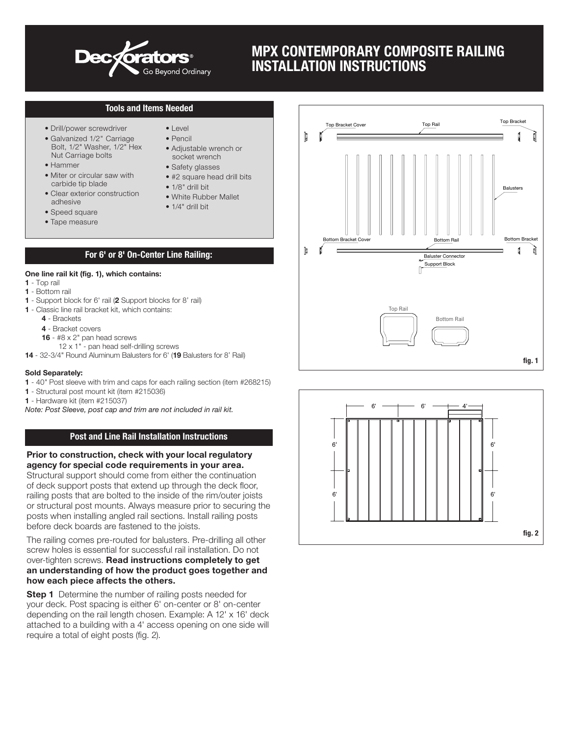# MPX CONTEMPORARY COMPOSITE RAILING INSTALLATION INSTRUCTIONS

## Tools and Items Needed

- Drill/power screwdriver
- Galvanized 1/2" Carriage Bolt, 1/2" Washer, 1/2" Hex Nut Carriage bolts
- Hammer
- Miter or circular saw with carbide tip blade
- Clear exterior construction adhesive
- Speed square
- Tape measure
- Level
- Pencil
- Adjustable wrench or socket wrench
- Safety glasses
- #2 square head drill bits
- 1/8" drill bit
- White Rubber Mallet
- 1/4" drill bit

## For 6' or 8' On-Center Line Railing:

**One line rail kit (fig. 1), which contains:**

**1** - Top rail
**1** - Bottom rail
**1** - Support block for 6' rail (**2** Support blocks for 8' rail)
**1** - Classic line rail bracket kit, which contains:
- **4** - Brackets
- **4** - Bracket covers
- **16** - #8 x 2" pan head screws
- 12 x 1" - pan head self-drilling screws

**14** - 32-3/4" Round Aluminum Balusters for 6' (**19** Balusters for 8' Rail)

**Sold Separately:**

**1** - 40" Post sleeve with trim and caps for each railing section (item #268215)
**1** - Structural post mount kit (item #215036)
**1** - Hardware kit (item #215037)

*Note: Post Sleeve, post cap and trim are not included in rail kit.*

## Post and Line Rail Installation Instructions

**Prior to construction, check with your local regulatory agency for special code requirements in your area.** Structural support should come from either the continuation of deck support posts that extend up through the deck floor, railing posts that are bolted to the inside of the rim/outer joists or structural post mounts. Always measure prior to securing the posts when installing angled rail sections. Install railing posts before deck boards are fastened to the joists.

The railing comes pre-routed for balusters. Pre-drilling all other screw holes is essential for successful rail installation. Do not over-tighten screws. **Read instructions completely to get an understanding of how the product goes together and how each piece affects the others.**

**Step 1** Determine the number of railing posts needed for your deck. Post spacing is either 6' on-center or 8' on-center depending on the rail length chosen. Example: A 12' x 16' deck attached to a building with a 4' access opening on one side will require a total of eight posts (fig. 2).

Top Bracket Cover, Top Rail, Top Bracket, Balusters, Bottom Bracket Cover, Bottom Rail, Bottom Bracket, Baluster Connector, Support Block, Top Rail, Bottom Rail

fig. 1

6', 6', 4', 6', 6', 6', 6'

fig. 2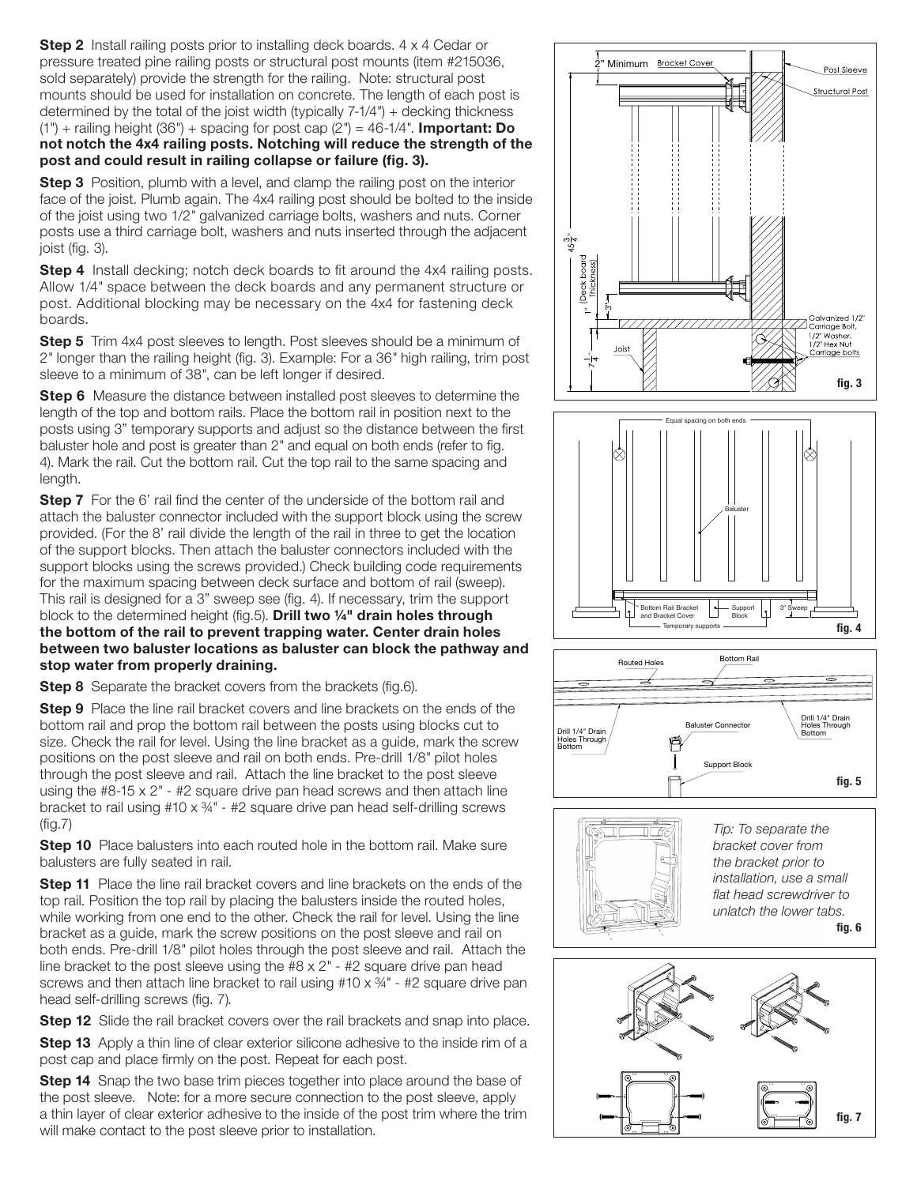**Step 2** Install railing posts prior to installing deck boards. 4 x 4 Cedar or pressure treated pine railing posts or structural post mounts (item #215036, sold separately) provide the strength for the railing. Note: structural post mounts should be used for installation on concrete. The length of each post is determined by the total of the joist width (typically 7-1/4") + decking thickness (1") + railing height (36") + spacing for post cap (2") = 46-1/4". **Important: Do not notch the 4x4 railing posts. Notching will reduce the strength of the post and could result in railing collapse or failure (fig. 3).**

**Step 3** Position, plumb with a level, and clamp the railing post on the interior face of the joist. Plumb again. The 4x4 railing post should be bolted to the inside of the joist using two 1/2" galvanized carriage bolts, washers and nuts. Corner posts use a third carriage bolt, washers and nuts inserted through the adjacent joist (fig. 3).

**Step 4** Install decking; notch deck boards to fit around the 4x4 railing posts. Allow 1/4" space between the deck boards and any permanent structure or post. Additional blocking may be necessary on the 4x4 for fastening deck boards.

**Step 5** Trim 4x4 post sleeves to length. Post sleeves should be a minimum of 2" longer than the railing height (fig. 3). Example: For a 36" high railing, trim post sleeve to a minimum of 38", can be left longer if desired.

**Step 6** Measure the distance between installed post sleeves to determine the length of the top and bottom rails. Place the bottom rail in position next to the posts using 3" temporary supports and adjust so the distance between the first baluster hole and post is greater than 2" and equal on both ends (refer to fig. 4). Mark the rail. Cut the bottom rail. Cut the top rail to the same spacing and length.

**Step 7** For the 6' rail find the center of the underside of the bottom rail and attach the baluster connector included with the support block using the screw provided. (For the 8' rail divide the length of the rail in three to get the location of the support blocks. Then attach the baluster connectors included with the support blocks using the screws provided.) Check building code requirements for the maximum spacing between deck surface and bottom of rail (sweep). This rail is designed for a 3" sweep see (fig. 4). If necessary, trim the support block to the determined height (fig.5). **Drill two ¼" drain holes through the bottom of the rail to prevent trapping water. Center drain holes between two baluster locations as baluster can block the pathway and stop water from properly draining.**

**Step 8** Separate the bracket covers from the brackets (fig.6).

**Step 9** Place the line rail bracket covers and line brackets on the ends of the bottom rail and prop the bottom rail between the posts using blocks cut to size. Check the rail for level. Using the line bracket as a guide, mark the screw positions on the post sleeve and rail on both ends. Pre-drill 1/8" pilot holes through the post sleeve and rail. Attach the line bracket to the post sleeve using the #8-15 x 2" - #2 square drive pan head screws and then attach line bracket to rail using #10 x ¾" - #2 square drive pan head self-drilling screws (fig.7)

**Step 10** Place balusters into each routed hole in the bottom rail. Make sure balusters are fully seated in rail.

**Step 11** Place the line rail bracket covers and line brackets on the ends of the top rail. Position the top rail by placing the balusters inside the routed holes, while working from one end to the other. Check the rail for level. Using the line bracket as a guide, mark the screw positions on the post sleeve and rail on both ends. Pre-drill 1/8" pilot holes through the post sleeve and rail. Attach the line bracket to the post sleeve using the #8 x 2" - #2 square drive pan head screws and then attach line bracket to rail using #10 x ¾" - #2 square drive pan head self-drilling screws (fig. 7).

**Step 12** Slide the rail bracket covers over the rail brackets and snap into place.

**Step 13** Apply a thin line of clear exterior silicone adhesive to the inside rim of a post cap and place firmly on the post. Repeat for each post.

**Step 14** Snap the two base trim pieces together into place around the base of the post sleeve. Note: for a more secure connection to the post sleeve, apply a thin layer of clear exterior adhesive to the inside of the post trim where the trim will make contact to the post sleeve prior to installation.

2" Minimum — Bracket Cover — Post Sleeve — Structural Post — 45 3/4 — 1" (Deck board Thickness) — 3" — 7 1/4 — Joist — Galvanized 1/2" Carriage Bolt, 1/2" Washer, 1/2" Hex Nut Carriage bolts

**fig. 3**

Equal spacing on both ends — Baluster — Bottom Rail Bracket and Bracket Cover — Support Block — 3" Sweep — Temporary supports

**fig. 4**

Routed Holes — Bottom Rail — Drill 1/4" Drain Holes Through Bottom — Baluster Connector — Drill 1/4" Drain Holes Through Bottom — Support Block

**fig. 5**

*Tip: To separate the bracket cover from the bracket prior to installation, use a small flat head screwdriver to unlatch the lower tabs.*

**fig. 6**

**fig. 7**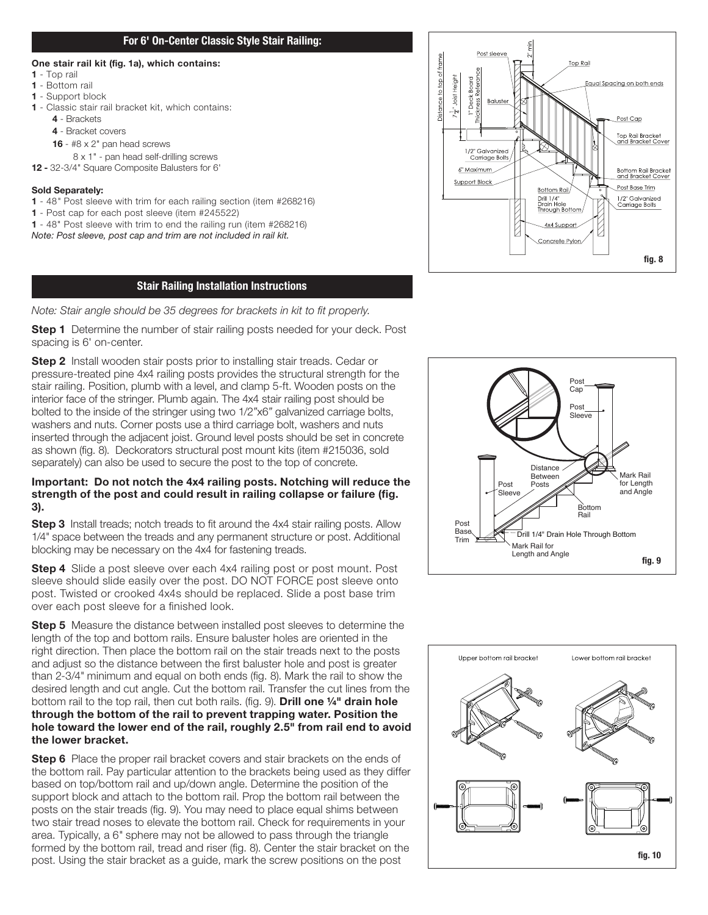## For 6' On-Center Classic Style Stair Railing:

**One stair rail kit (fig. 1a), which contains:**

**1** - Top rail
**1** - Bottom rail
**1** - Support block
**1** - Classic stair rail bracket kit, which contains:
  **4** - Brackets
  **4** - Bracket covers
  **16** - #8 x 2" pan head screws
  8 x 1" - pan head self-drilling screws
**12 -** 32-3/4" Square Composite Balusters for 6'

**Sold Separately:**

**1** - 48" Post sleeve with trim for each railing section (item #268216)
**1** - Post cap for each post sleeve (item #245522)
**1** - 48" Post sleeve with trim to end the railing run (item #268216)
*Note: Post sleeve, post cap and trim are not included in rail kit.*

fig. 8

## Stair Railing Installation Instructions

*Note: Stair angle should be 35 degrees for brackets in kit to fit properly.*

**Step 1** Determine the number of stair railing posts needed for your deck. Post spacing is 6' on-center.

**Step 2** Install wooden stair posts prior to installing stair treads. Cedar or pressure-treated pine 4x4 railing posts provides the structural strength for the stair railing. Position, plumb with a level, and clamp 5-ft. Wooden posts on the interior face of the stringer. Plumb again. The 4x4 stair railing post should be bolted to the inside of the stringer using two 1/2"x6" galvanized carriage bolts, washers and nuts. Corner posts use a third carriage bolt, washers and nuts inserted through the adjacent joist. Ground level posts should be set in concrete as shown (fig. 8). Deckorators structural post mount kits (item #215036, sold separately) can also be used to secure the post to the top of concrete.

**Important: Do not notch the 4x4 railing posts. Notching will reduce the strength of the post and could result in railing collapse or failure (fig. 3).**

**Step 3** Install treads; notch treads to fit around the 4x4 stair railing posts. Allow 1/4" space between the treads and any permanent structure or post. Additional blocking may be necessary on the 4x4 for fastening treads.

**Step 4** Slide a post sleeve over each 4x4 railing post or post mount. Post sleeve should slide easily over the post. DO NOT FORCE post sleeve onto post. Twisted or crooked 4x4s should be replaced. Slide a post base trim over each post sleeve for a finished look.

**Step 5** Measure the distance between installed post sleeves to determine the length of the top and bottom rails. Ensure baluster holes are oriented in the right direction. Then place the bottom rail on the stair treads next to the posts and adjust so the distance between the first baluster hole and post is greater than 2-3/4" minimum and equal on both ends (fig. 8). Mark the rail to show the desired length and cut angle. Cut the bottom rail. Transfer the cut lines from the bottom rail to the top rail, then cut both rails. (fig. 9). **Drill one ¼" drain hole through the bottom of the rail to prevent trapping water. Position the hole toward the lower end of the rail, roughly 2.5" from rail end to avoid the lower bracket.**

**Step 6** Place the proper rail bracket covers and stair brackets on the ends of the bottom rail. Pay particular attention to the brackets being used as they differ based on top/bottom rail and up/down angle. Determine the position of the support block and attach to the bottom rail. Prop the bottom rail between the posts on the stair treads (fig. 9). You may need to place equal shims between two stair tread noses to elevate the bottom rail. Check for requirements in your area. Typically, a 6" sphere may not be allowed to pass through the triangle formed by the bottom rail, tread and riser (fig. 8). Center the stair bracket on the post. Using the stair bracket as a guide, mark the screw positions on the post

fig. 9

fig. 10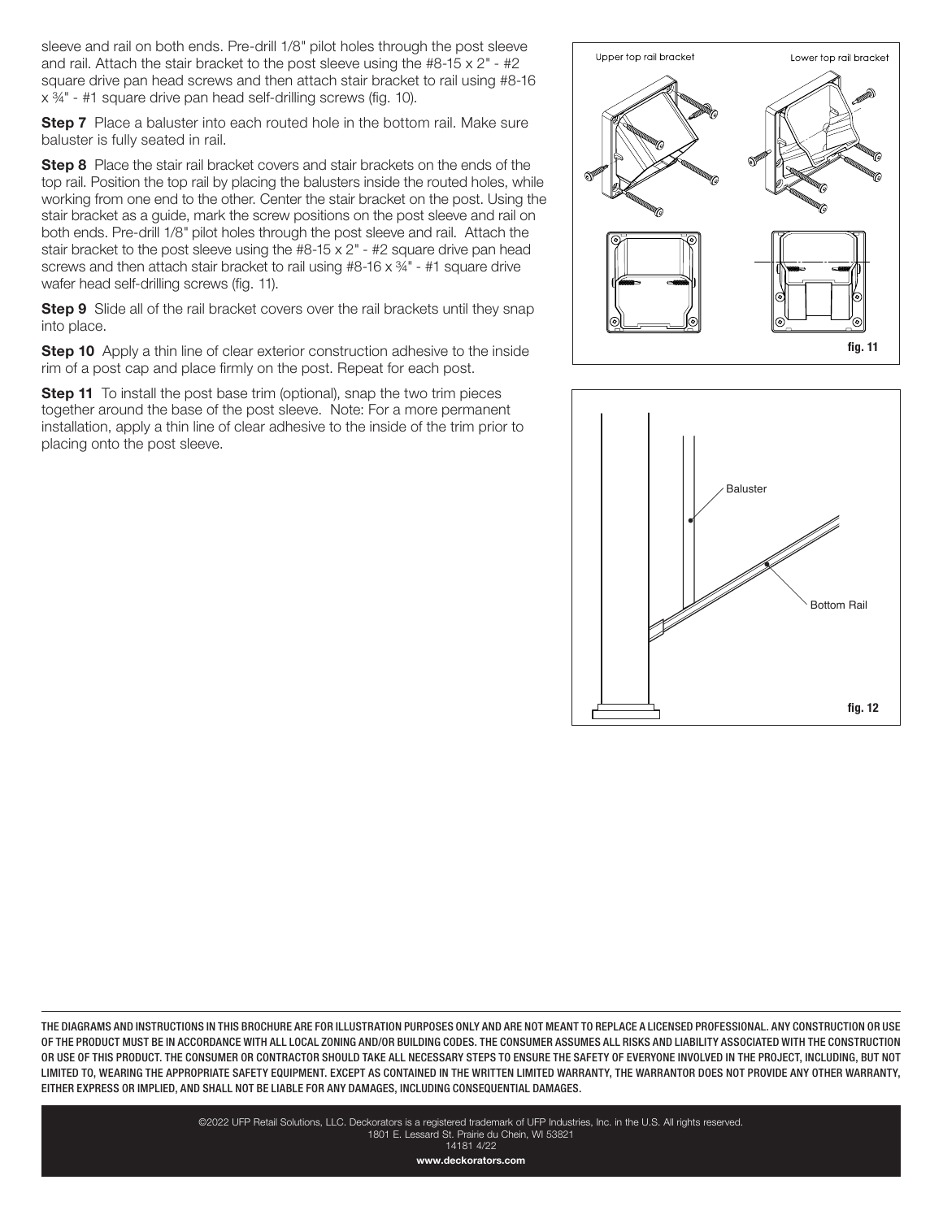sleeve and rail on both ends. Pre-drill 1/8" pilot holes through the post sleeve and rail. Attach the stair bracket to the post sleeve using the #8-15 x 2" - #2 square drive pan head screws and then attach stair bracket to rail using #8-16 x ¾" - #1 square drive pan head self-drilling screws (fig. 10).

**Step 7** Place a baluster into each routed hole in the bottom rail. Make sure baluster is fully seated in rail.

**Step 8** Place the stair rail bracket covers and stair brackets on the ends of the top rail. Position the top rail by placing the balusters inside the routed holes, while working from one end to the other. Center the stair bracket on the post. Using the stair bracket as a guide, mark the screw positions on the post sleeve and rail on both ends. Pre-drill 1/8" pilot holes through the post sleeve and rail. Attach the stair bracket to the post sleeve using the #8-15 x 2" - #2 square drive pan head screws and then attach stair bracket to rail using #8-16 x ¾" - #1 square drive wafer head self-drilling screws (fig. 11).

**Step 9** Slide all of the rail bracket covers over the rail brackets until they snap into place.

**Step 10** Apply a thin line of clear exterior construction adhesive to the inside rim of a post cap and place firmly on the post. Repeat for each post.

**Step 11** To install the post base trim (optional), snap the two trim pieces together around the base of the post sleeve. Note: For a more permanent installation, apply a thin line of clear adhesive to the inside of the trim prior to placing onto the post sleeve.

Upper top rail bracket

Lower top rail bracket

**fig. 11**

Baluster

Bottom Rail

**fig. 12**

THE DIAGRAMS AND INSTRUCTIONS IN THIS BROCHURE ARE FOR ILLUSTRATION PURPOSES ONLY AND ARE NOT MEANT TO REPLACE A LICENSED PROFESSIONAL. ANY CONSTRUCTION OR USE OF THE PRODUCT MUST BE IN ACCORDANCE WITH ALL LOCAL ZONING AND/OR BUILDING CODES. THE CONSUMER ASSUMES ALL RISKS AND LIABILITY ASSOCIATED WITH THE CONSTRUCTION OR USE OF THIS PRODUCT. THE CONSUMER OR CONTRACTOR SHOULD TAKE ALL NECESSARY STEPS TO ENSURE THE SAFETY OF EVERYONE INVOLVED IN THE PROJECT, INCLUDING, BUT NOT LIMITED TO, WEARING THE APPROPRIATE SAFETY EQUIPMENT. EXCEPT AS CONTAINED IN THE WRITTEN LIMITED WARRANTY, THE WARRANTOR DOES NOT PROVIDE ANY OTHER WARRANTY, EITHER EXPRESS OR IMPLIED, AND SHALL NOT BE LIABLE FOR ANY DAMAGES, INCLUDING CONSEQUENTIAL DAMAGES.

©2022 UFP Retail Solutions, LLC. Deckorators is a registered trademark of UFP Industries, Inc. in the U.S. All rights reserved.
1801 E. Lessard St. Prairie du Chein, WI 53821
14181 4/22
**www.deckorators.com**